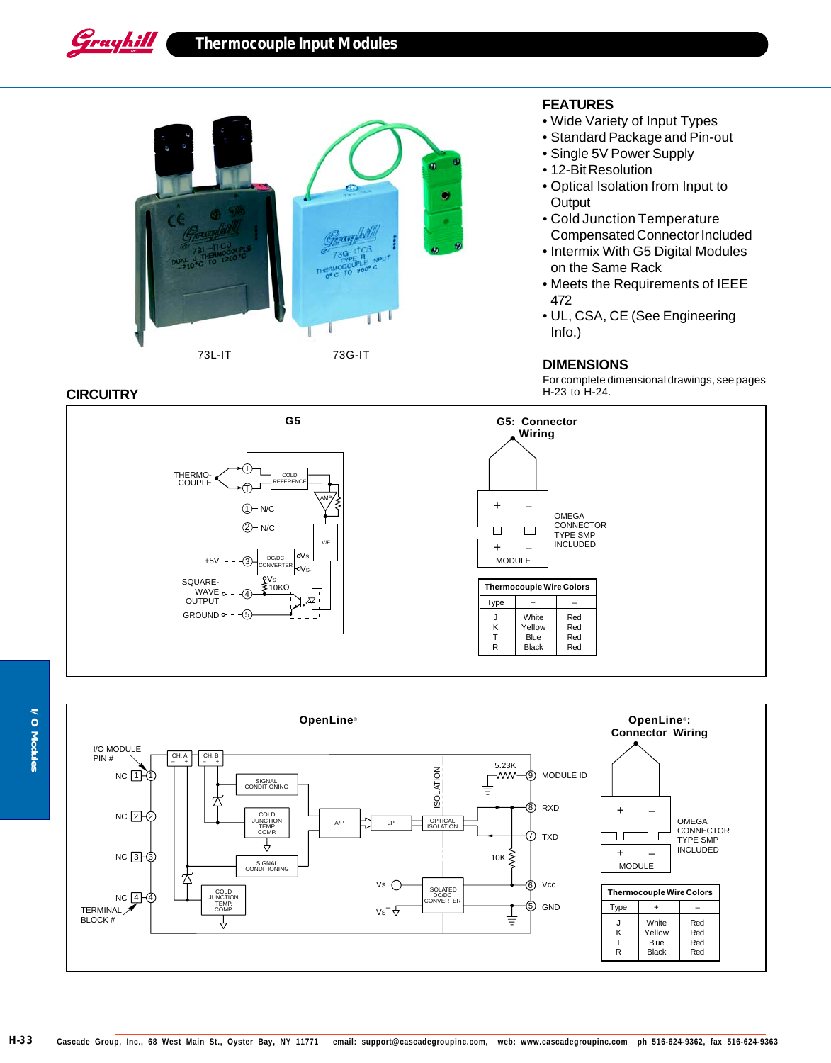# Thermocouple Input Modules

73L-IT 73G-IT

## FEATURES

- Wide Variety of Input Types
- Standard Package and Pin-out
- Single 5V Power Supply
- 12-Bit Resolution
- Optical Isolation from Input to Output
- Cold Junction Temperature Compensated Connector Included
- Intermix With G5 Digital Modules on the Same Rack
- Meets the Requirements of IEEE 472
- UL, CSA, CE (See Engineering Info.)

## DIMENSIONS

For complete dimensional drawings, see pages H-23 to H-24.

## CIRCUITRY

### G5

THERMO-COUPLE, COLD REFERENCE, AMP, N/C, N/C, V/F, +5V, DC/DC CONVERTER, Vs, Vs-, SQUARE-WAVE OUTPUT, 10KΩ, GROUND

### G5: Connector Wiring

OMEGA CONNECTOR TYPE SMP INCLUDED

MODULE

| Type | + | – |
|---|---|---|
| J | White | Red |
| K | Yellow | Red |
| T | Blue | Red |
| R | Black | Red |

Thermocouple Wire Colors

### OpenLine®

I/O MODULE PIN #, TERMINAL BLOCK #, NC 1, NC 2, NC 3, NC 4, CH. A, CH. B, SIGNAL CONDITIONING, COLD JUNCTION TEMP. COMP., A/P, µP, OPTICAL ISOLATION, ISOLATION, ISOLATED DC/DC CONVERTER, 5.23K, 10K, Vs, Vs-, MODULE ID (9), RXD (8), TXD (7), Vcc (6), GND (5)

### OpenLine®: Connector Wiring

OMEGA CONNECTOR TYPE SMP INCLUDED

MODULE

| Type | + | – |
|---|---|---|
| J | White | Red |
| K | Yellow | Red |
| T | Blue | Red |
| R | Black | Red |

Thermocouple Wire Colors

Cascade Group, Inc., 68 West Main St., Oyster Bay, NY 11771 email: support@cascadegroupinc.com, web: www.cascadegroupinc.com ph 516-624-9362, fax 516-624-9363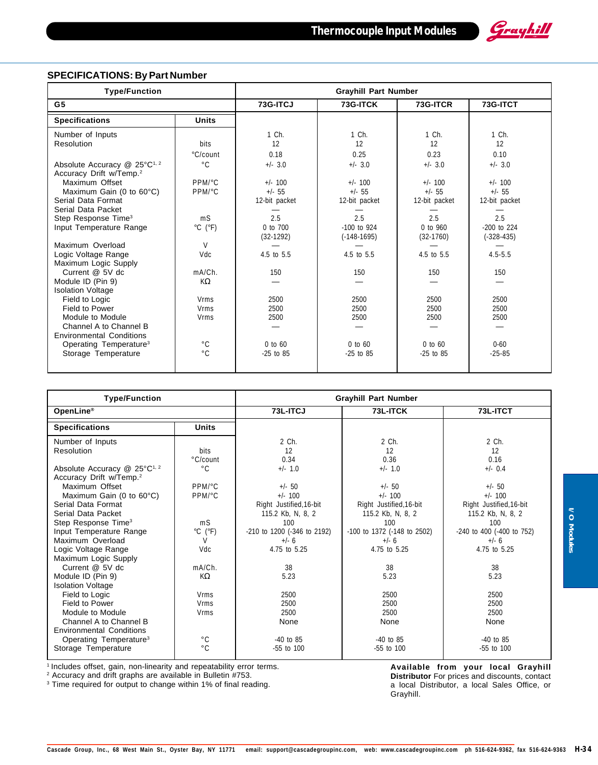## SPECIFICATIONS: By Part Number

| Type/Function | | Grayhill Part Number | | | |
|---|---|---|---|---|---|
| G5 | | 73G-ITCJ | 73G-ITCK | 73G-ITCR | 73G-ITCT |
| **Specifications** | **Units** | | | | |
| Number of Inputs | | 1 Ch. | 1 Ch. | 1 Ch. | 1 Ch. |
| Resolution | bits | 12 | 12 | 12 | 12 |
| | °C/count | 0.18 | 0.25 | 0.23 | 0.10 |
| Absolute Accuracy @ 25°C[1, 2] | °C | +/- 3.0 | +/- 3.0 | +/- 3.0 | +/- 3.0 |
| Accuracy Drift w/Temp.[2] | | | | | |
| Maximum Offset | PPM/°C | +/- 100 | +/- 100 | +/- 100 | +/- 100 |
| Maximum Gain (0 to 60°C) | PPM/°C | +/- 55 | +/- 55 | +/- 55 | +/- 55 |
| Serial Data Format | | 12-bit packet | 12-bit packet | 12-bit packet | 12-bit packet |
| Serial Data Packet | | — | — | — | — |
| Step Response Time[3] | mS | 2.5 | 2.5 | 2.5 | 2.5 |
| Input Temperature Range | °C (°F) | 0 to 700 (32-1292) | -100 to 924 (-148-1695) | 0 to 960 (32-1760) | -200 to 224 (-328-435) |
| Maximum Overload | V | — | — | — | — |
| Logic Voltage Range | Vdc | 4.5 to 5.5 | 4.5 to 5.5 | 4.5 to 5.5 | 4.5-5.5 |
| Maximum Logic Supply | | | | | |
| Current @ 5V dc | mA/Ch. | 150 | 150 | 150 | 150 |
| Module ID (Pin 9) | KΩ | — | — | — | — |
| Isolation Voltage | | | | | |
| Field to Logic | Vrms | 2500 | 2500 | 2500 | 2500 |
| Field to Power | Vrms | 2500 | 2500 | 2500 | 2500 |
| Module to Module | Vrms | 2500 | 2500 | 2500 | 2500 |
| Channel A to Channel B | | — | — | — | — |
| Environmental Conditions | | | | | |
| Operating Temperature[3] | °C | 0 to 60 | 0 to 60 | 0 to 60 | 0-60 |
| Storage Temperature | °C | -25 to 85 | -25 to 85 | -25 to 85 | -25-85 |

| Type/Function | | Grayhill Part Number | | |
|---|---|---|---|---|
| OpenLine® | | 73L-ITCJ | 73L-ITCK | 73L-ITCT |
| **Specifications** | **Units** | | | |
| Number of Inputs | | 2 Ch. | 2 Ch. | 2 Ch. |
| Resolution | bits | 12 | 12 | 12 |
| | °C/count | 0.34 | 0.36 | 0.16 |
| Absolute Accuracy @ 25°C[1, 2] | °C | +/- 1.0 | +/- 1.0 | +/- 0.4 |
| Accuracy Drift w/Temp.[2] | | | | |
| Maximum Offset | PPM/°C | +/- 50 | +/- 50 | +/- 50 |
| Maximum Gain (0 to 60°C) | PPM/°C | +/- 100 | +/- 100 | +/- 100 |
| Serial Data Format | | Right Justified,16-bit | Right Justified,16-bit | Right Justified,16-bit |
| Serial Data Packet | | 115.2 Kb, N, 8, 2 | 115.2 Kb, N, 8, 2 | 115.2 Kb, N, 8, 2 |
| Step Response Time[3] | mS | 100 | 100 | 100 |
| Input Temperature Range | °C (°F) | -210 to 1200 (-346 to 2192) | -100 to 1372 (-148 to 2502) | -240 to 400 (-400 to 752) |
| Maximum Overload | V | +/- 6 | +/- 6 | +/- 6 |
| Logic Voltage Range | Vdc | 4.75 to 5.25 | 4.75 to 5.25 | 4.75 to 5.25 |
| Maximum Logic Supply | | | | |
| Current @ 5V dc | mA/Ch. | 38 | 38 | 38 |
| Module ID (Pin 9) | KΩ | 5.23 | 5.23 | 5.23 |
| Isolation Voltage | | | | |
| Field to Logic | Vrms | 2500 | 2500 | 2500 |
| Field to Power | Vrms | 2500 | 2500 | 2500 |
| Module to Module | Vrms | 2500 | 2500 | 2500 |
| Channel A to Channel B | | None | None | None |
| Environmental Conditions | | | | |
| Operating Temperature[3] | °C | -40 to 85 | -40 to 85 | -40 to 85 |
| Storage Temperature | °C | -55 to 100 | -55 to 100 | -55 to 100 |

[1] Includes offset, gain, non-linearity and repeatability error terms.
[2] Accuracy and drift graphs are available in Bulletin #753.
[3] Time required for output to change within 1% of final reading.

**Available from your local Grayhill Distributor** For prices and discounts, contact a local Distributor, a local Sales Office, or Grayhill.